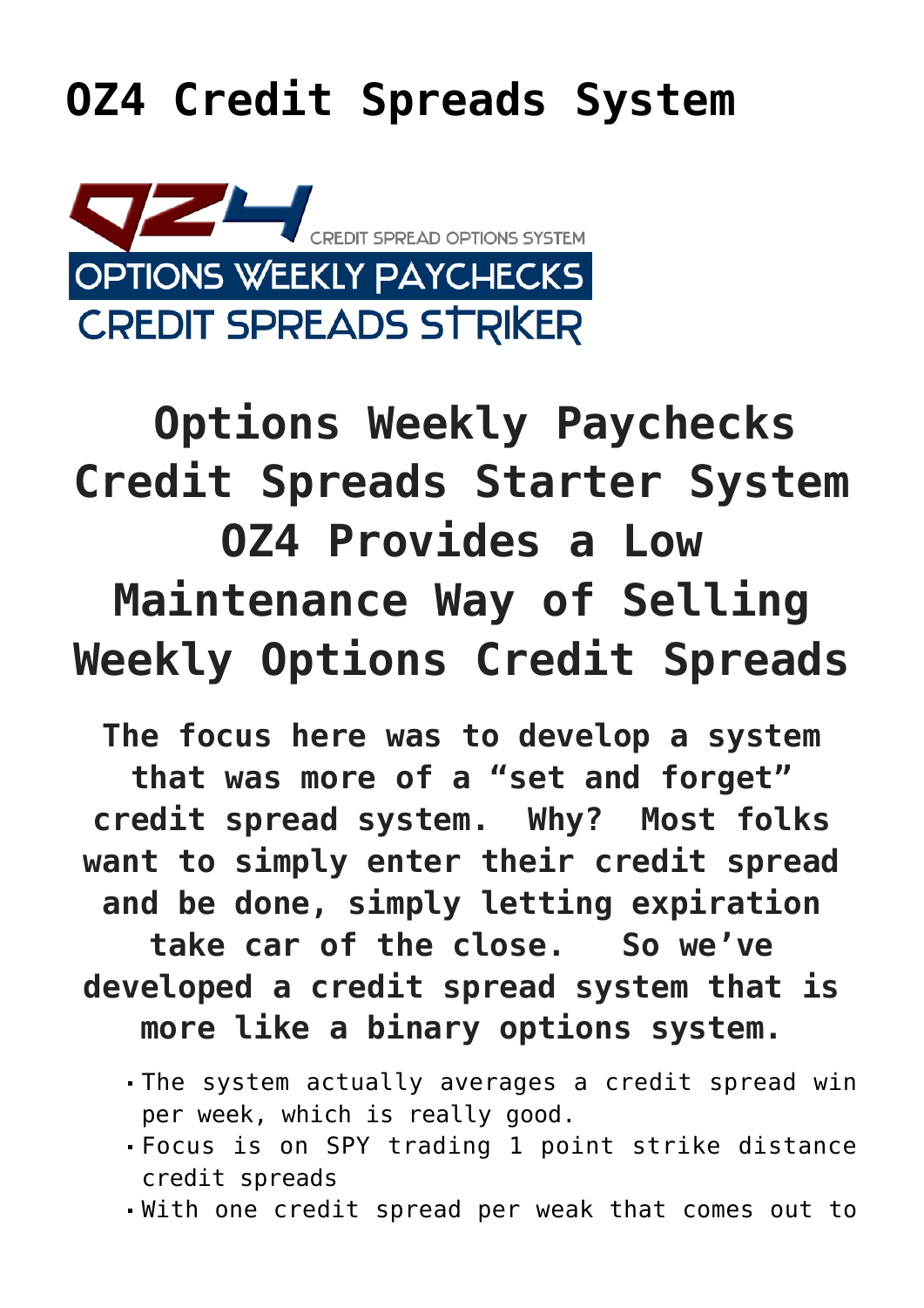# OZ4 Credit Spreads System

OZ4 CREDIT SPREAD OPTIONS SYSTEM

OPTIONS WEEKLY PAYCHECKS

CREDIT SPREADS STRIKER

## Options Weekly Paychecks Credit Spreads Starter System OZ4 Provides a Low Maintenance Way of Selling Weekly Options Credit Spreads

**The focus here was to develop a system that was more of a "set and forget" credit spread system. Why? Most folks want to simply enter their credit spread and be done, simply letting expiration take car of the close. So we've developed a credit spread system that is more like a binary options system.**

- The system actually averages a credit spread win per week, which is really good.
- Focus is on SPY trading 1 point strike distance credit spreads
- With one credit spread per weak that comes out to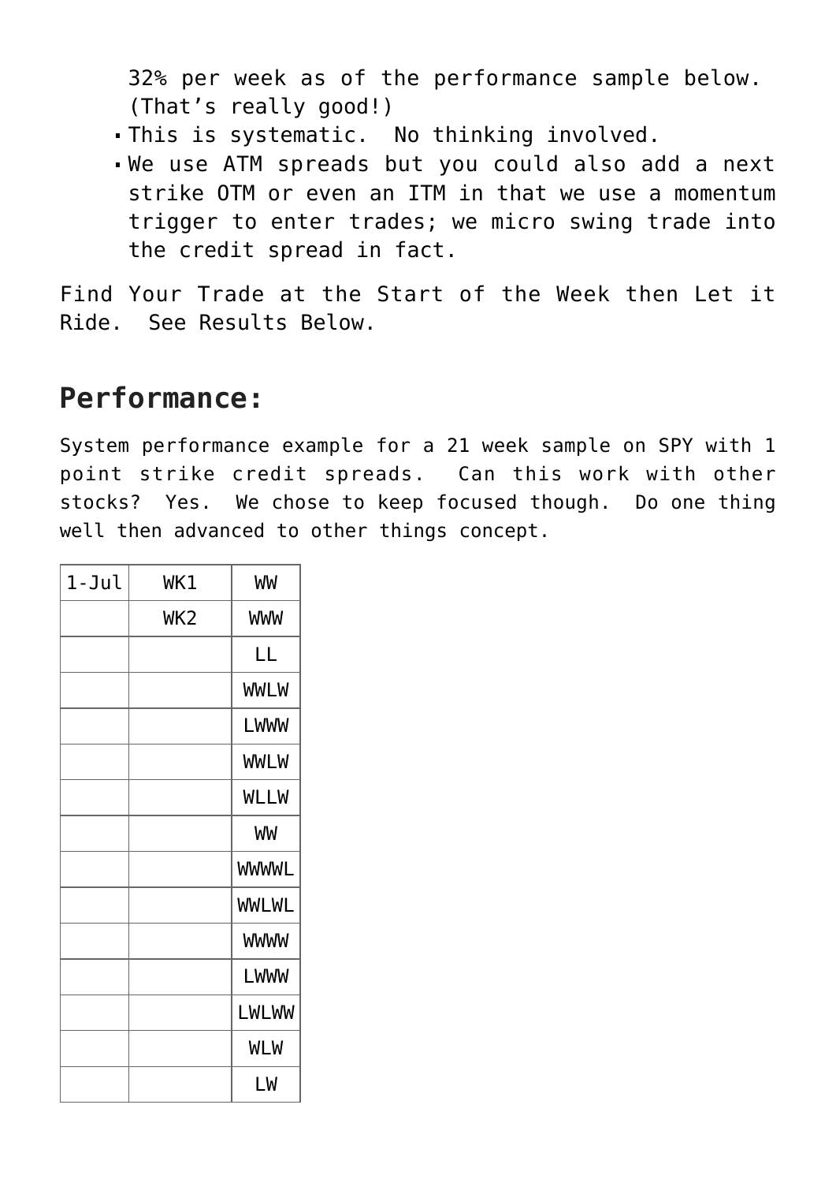32% per week as of the performance sample below. (That’s really good!)

- This is systematic. No thinking involved.
- We use ATM spreads but you could also add a next strike OTM or even an ITM in that we use a momentum trigger to enter trades; we micro swing trade into the credit spread in fact.

Find Your Trade at the Start of the Week then Let it Ride. See Results Below.

## Performance:

System performance example for a 21 week sample on SPY with 1 point strike credit spreads. Can this work with other stocks? Yes. We chose to keep focused though. Do one thing well then advanced to other things concept.

| | | |
|---|---|---|
| 1-Jul | WK1 | WW |
| | WK2 | WWW |
| | | LL |
| | | WWLW |
| | | LWWW |
| | | WWLW |
| | | WLLW |
| | | WW |
| | | WWWWL |
| | | WWLWL |
| | | WWWW |
| | | LWWW |
| | | LWLWW |
| | | WLW |
| | | LW |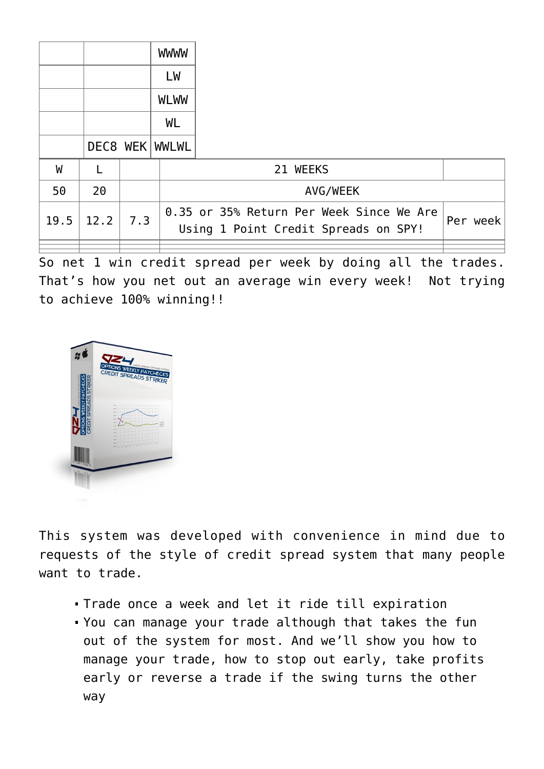| | | |
|---|---|---|
| | | WWWW |
| | | LW |
| | | WLWW |
| | | WL |
| | DEC8 WEK | WWLWL |

| W | L | | 21 WEEKS | |
|---|---|---|---|---|
| 50 | 20 | | AVG/WEEK | |
| 19.5 | 12.2 | 7.3 | 0.35 or 35% Return Per Week Since We Are Using 1 Point Credit Spreads on SPY! | Per week |
| | | | | |

So net 1 win credit spread per week by doing all the trades. That's how you net out an average win every week! Not trying to achieve 100% winning!!

This system was developed with convenience in mind due to requests of the style of credit spread system that many people want to trade.

- Trade once a week and let it ride till expiration
- You can manage your trade although that takes the fun out of the system for most. And we'll show you how to manage your trade, how to stop out early, take profits early or reverse a trade if the swing turns the other way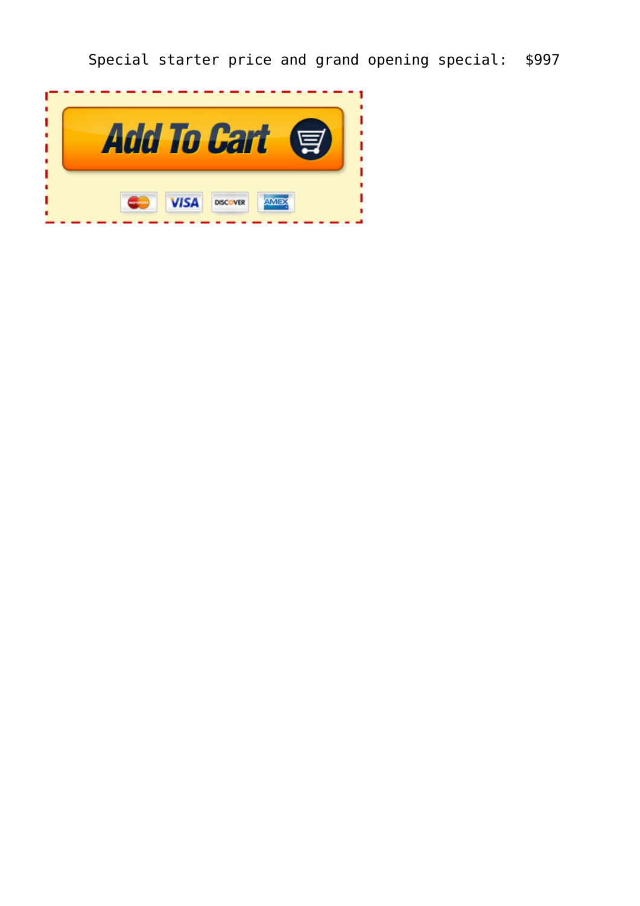Special starter price and grand opening special: $997